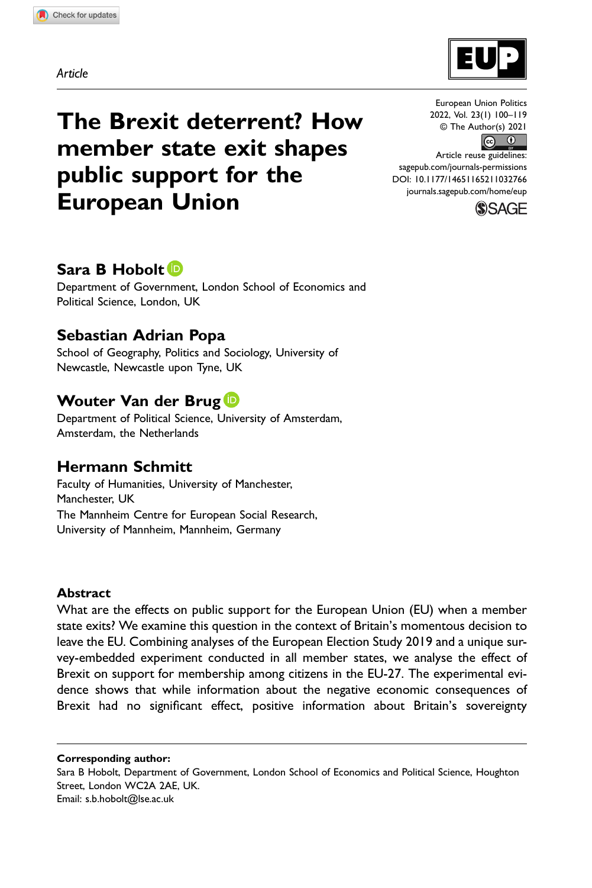*Article*

# The Brexit deterrent? How member state exit shapes public support for the European Union

**Sara B Hobolt**
Department of Government, London School of Economics and Political Science, London, UK

**Sebastian Adrian Popa**
School of Geography, Politics and Sociology, University of Newcastle, Newcastle upon Tyne, UK

**Wouter Van der Brug**
Department of Political Science, University of Amsterdam, Amsterdam, the Netherlands

**Hermann Schmitt**
Faculty of Humanities, University of Manchester, Manchester, UK
The Mannheim Centre for European Social Research, University of Mannheim, Mannheim, Germany

## Abstract

What are the effects on public support for the European Union (EU) when a member state exits? We examine this question in the context of Britain's momentous decision to leave the EU. Combining analyses of the European Election Study 2019 and a unique survey-embedded experiment conducted in all member states, we analyse the effect of Brexit on support for membership among citizens in the EU-27. The experimental evidence shows that while information about the negative economic consequences of Brexit had no significant effect, positive information about Britain's sovereignty

**Corresponding author:**
Sara B Hobolt, Department of Government, London School of Economics and Political Science, Houghton Street, London WC2A 2AE, UK.
Email: s.b.hobolt@lse.ac.uk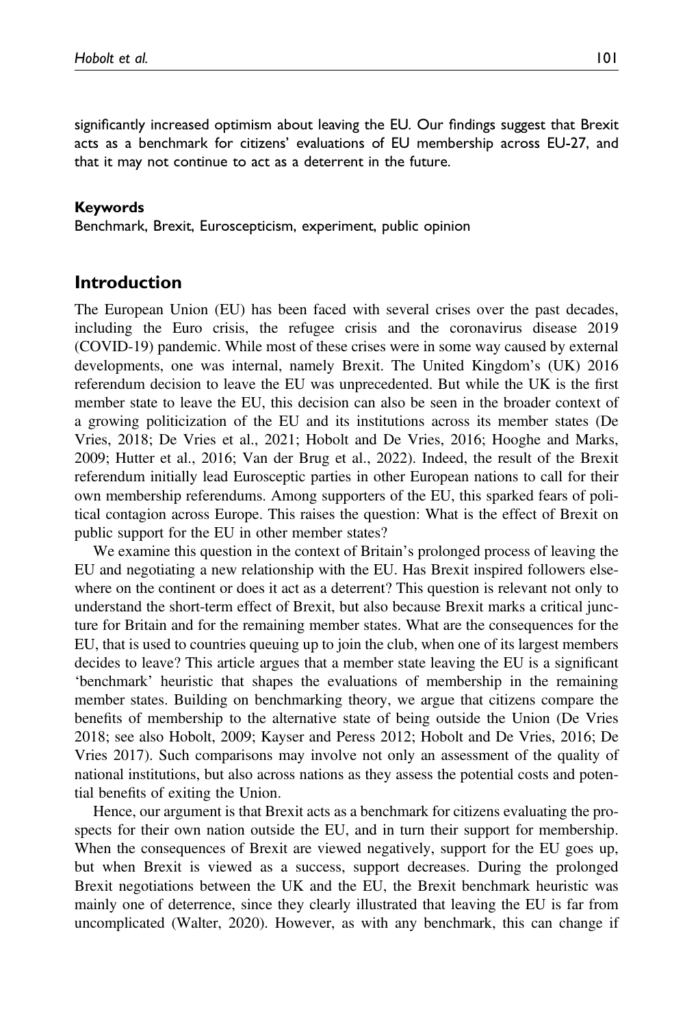significantly increased optimism about leaving the EU. Our findings suggest that Brexit acts as a benchmark for citizens' evaluations of EU membership across EU-27, and that it may not continue to act as a deterrent in the future.

#### Keywords

Benchmark, Brexit, Euroscepticism, experiment, public opinion

## Introduction

The European Union (EU) has been faced with several crises over the past decades, including the Euro crisis, the refugee crisis and the coronavirus disease 2019 (COVID-19) pandemic. While most of these crises were in some way caused by external developments, one was internal, namely Brexit. The United Kingdom's (UK) 2016 referendum decision to leave the EU was unprecedented. But while the UK is the first member state to leave the EU, this decision can also be seen in the broader context of a growing politicization of the EU and its institutions across its member states (De Vries, 2018; De Vries et al., 2021; Hobolt and De Vries, 2016; Hooghe and Marks, 2009; Hutter et al., 2016; Van der Brug et al., 2022). Indeed, the result of the Brexit referendum initially lead Eurosceptic parties in other European nations to call for their own membership referendums. Among supporters of the EU, this sparked fears of political contagion across Europe. This raises the question: What is the effect of Brexit on public support for the EU in other member states?

We examine this question in the context of Britain's prolonged process of leaving the EU and negotiating a new relationship with the EU. Has Brexit inspired followers elsewhere on the continent or does it act as a deterrent? This question is relevant not only to understand the short-term effect of Brexit, but also because Brexit marks a critical juncture for Britain and for the remaining member states. What are the consequences for the EU, that is used to countries queuing up to join the club, when one of its largest members decides to leave? This article argues that a member state leaving the EU is a significant 'benchmark' heuristic that shapes the evaluations of membership in the remaining member states. Building on benchmarking theory, we argue that citizens compare the benefits of membership to the alternative state of being outside the Union (De Vries 2018; see also Hobolt, 2009; Kayser and Peress 2012; Hobolt and De Vries, 2016; De Vries 2017). Such comparisons may involve not only an assessment of the quality of national institutions, but also across nations as they assess the potential costs and potential benefits of exiting the Union.

Hence, our argument is that Brexit acts as a benchmark for citizens evaluating the prospects for their own nation outside the EU, and in turn their support for membership. When the consequences of Brexit are viewed negatively, support for the EU goes up, but when Brexit is viewed as a success, support decreases. During the prolonged Brexit negotiations between the UK and the EU, the Brexit benchmark heuristic was mainly one of deterrence, since they clearly illustrated that leaving the EU is far from uncomplicated (Walter, 2020). However, as with any benchmark, this can change if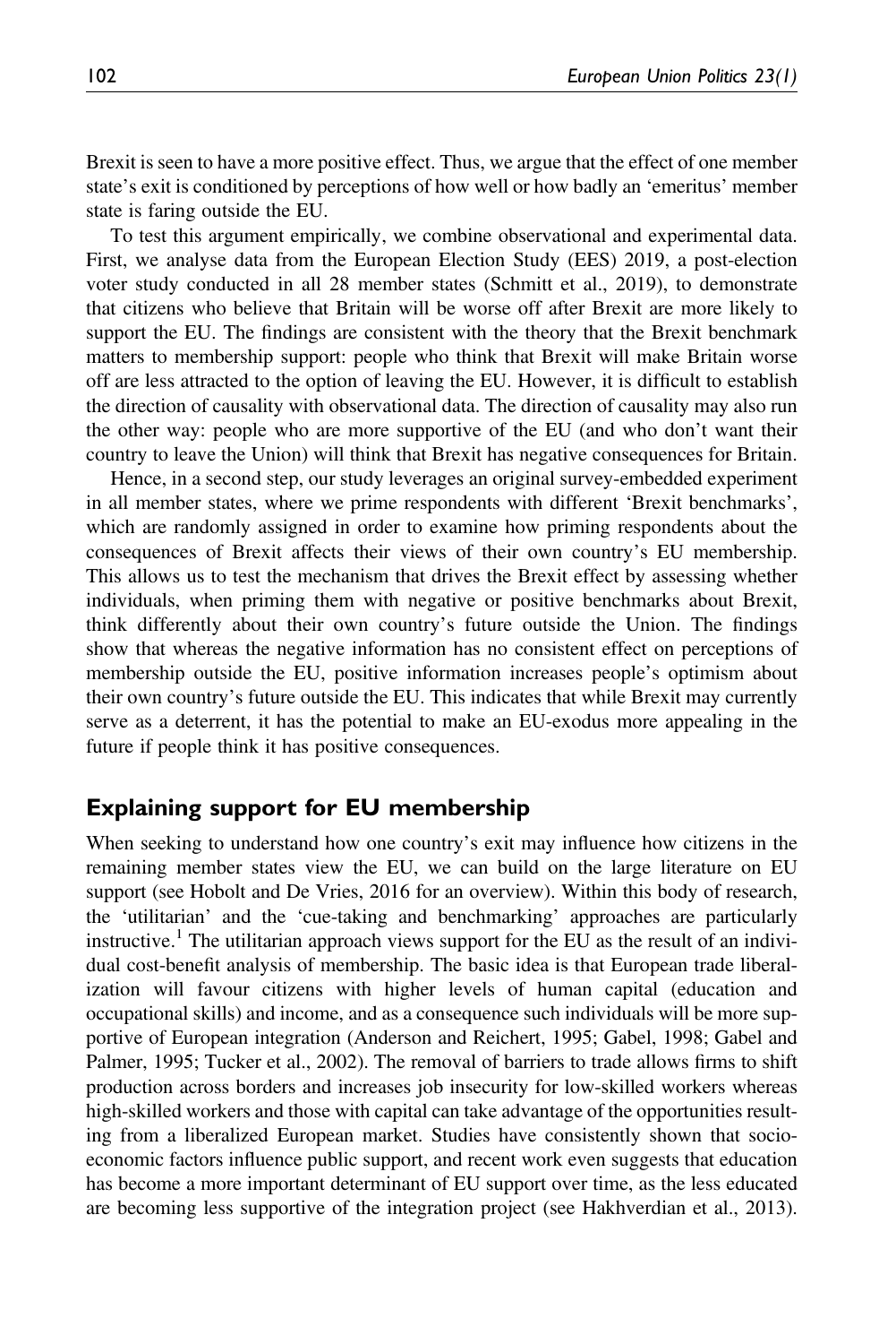Brexit is seen to have a more positive effect. Thus, we argue that the effect of one member state's exit is conditioned by perceptions of how well or how badly an 'emeritus' member state is faring outside the EU.

To test this argument empirically, we combine observational and experimental data. First, we analyse data from the European Election Study (EES) 2019, a post-election voter study conducted in all 28 member states (Schmitt et al., 2019), to demonstrate that citizens who believe that Britain will be worse off after Brexit are more likely to support the EU. The findings are consistent with the theory that the Brexit benchmark matters to membership support: people who think that Brexit will make Britain worse off are less attracted to the option of leaving the EU. However, it is difficult to establish the direction of causality with observational data. The direction of causality may also run the other way: people who are more supportive of the EU (and who don't want their country to leave the Union) will think that Brexit has negative consequences for Britain.

Hence, in a second step, our study leverages an original survey-embedded experiment in all member states, where we prime respondents with different 'Brexit benchmarks', which are randomly assigned in order to examine how priming respondents about the consequences of Brexit affects their views of their own country's EU membership. This allows us to test the mechanism that drives the Brexit effect by assessing whether individuals, when priming them with negative or positive benchmarks about Brexit, think differently about their own country's future outside the Union. The findings show that whereas the negative information has no consistent effect on perceptions of membership outside the EU, positive information increases people's optimism about their own country's future outside the EU. This indicates that while Brexit may currently serve as a deterrent, it has the potential to make an EU-exodus more appealing in the future if people think it has positive consequences.

## Explaining support for EU membership

When seeking to understand how one country's exit may influence how citizens in the remaining member states view the EU, we can build on the large literature on EU support (see Hobolt and De Vries, 2016 for an overview). Within this body of research, the 'utilitarian' and the 'cue-taking and benchmarking' approaches are particularly instructive.[1] The utilitarian approach views support for the EU as the result of an individual cost-benefit analysis of membership. The basic idea is that European trade liberalization will favour citizens with higher levels of human capital (education and occupational skills) and income, and as a consequence such individuals will be more supportive of European integration (Anderson and Reichert, 1995; Gabel, 1998; Gabel and Palmer, 1995; Tucker et al., 2002). The removal of barriers to trade allows firms to shift production across borders and increases job insecurity for low-skilled workers whereas high-skilled workers and those with capital can take advantage of the opportunities resulting from a liberalized European market. Studies have consistently shown that socio-economic factors influence public support, and recent work even suggests that education has become a more important determinant of EU support over time, as the less educated are becoming less supportive of the integration project (see Hakhverdian et al., 2013).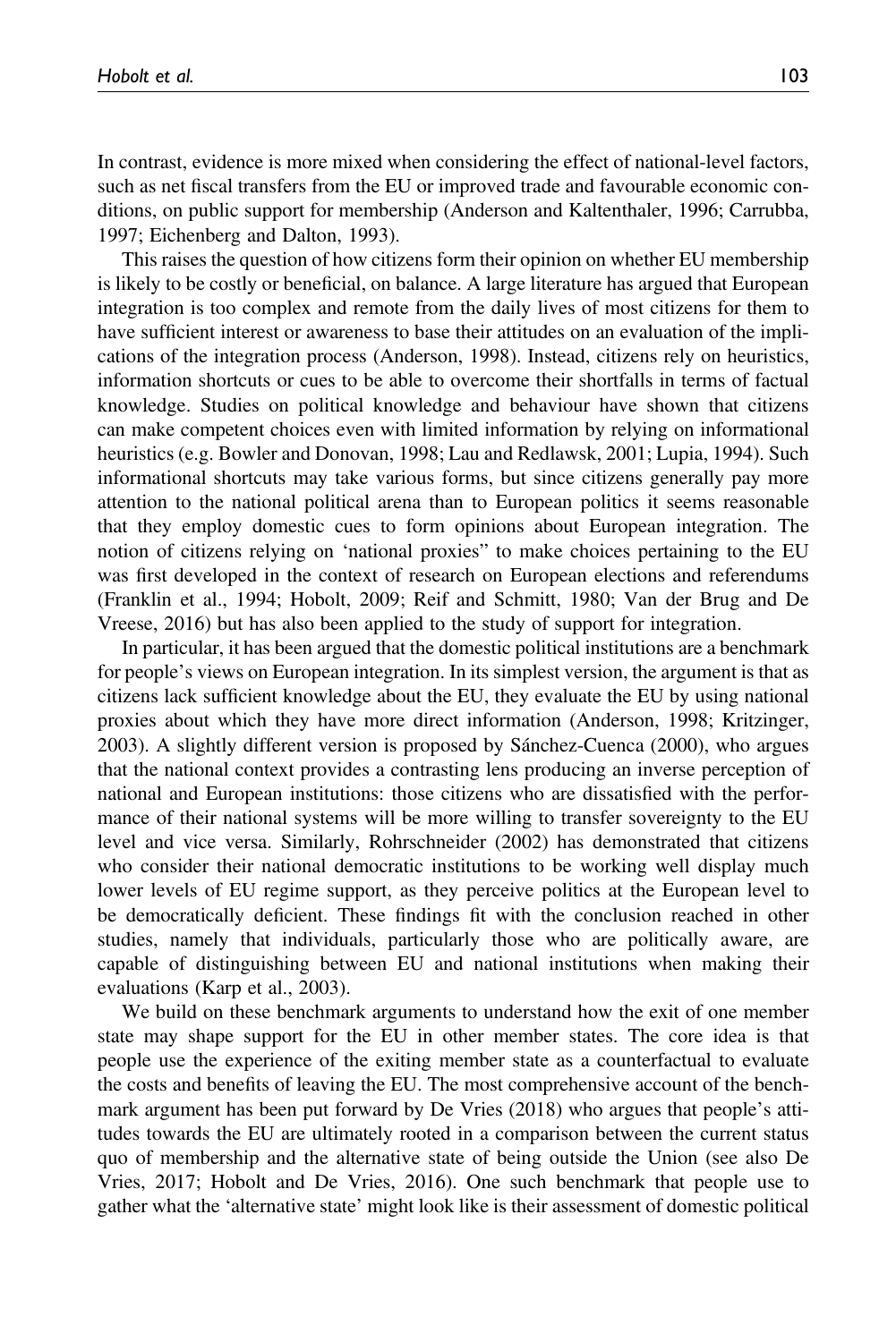In contrast, evidence is more mixed when considering the effect of national-level factors, such as net fiscal transfers from the EU or improved trade and favourable economic conditions, on public support for membership (Anderson and Kaltenthaler, 1996; Carrubba, 1997; Eichenberg and Dalton, 1993).

This raises the question of how citizens form their opinion on whether EU membership is likely to be costly or beneficial, on balance. A large literature has argued that European integration is too complex and remote from the daily lives of most citizens for them to have sufficient interest or awareness to base their attitudes on an evaluation of the implications of the integration process (Anderson, 1998). Instead, citizens rely on heuristics, information shortcuts or cues to be able to overcome their shortfalls in terms of factual knowledge. Studies on political knowledge and behaviour have shown that citizens can make competent choices even with limited information by relying on informational heuristics (e.g. Bowler and Donovan, 1998; Lau and Redlawsk, 2001; Lupia, 1994). Such informational shortcuts may take various forms, but since citizens generally pay more attention to the national political arena than to European politics it seems reasonable that they employ domestic cues to form opinions about European integration. The notion of citizens relying on 'national proxies" to make choices pertaining to the EU was first developed in the context of research on European elections and referendums (Franklin et al., 1994; Hobolt, 2009; Reif and Schmitt, 1980; Van der Brug and De Vreese, 2016) but has also been applied to the study of support for integration.

In particular, it has been argued that the domestic political institutions are a benchmark for people's views on European integration. In its simplest version, the argument is that as citizens lack sufficient knowledge about the EU, they evaluate the EU by using national proxies about which they have more direct information (Anderson, 1998; Kritzinger, 2003). A slightly different version is proposed by Sánchez-Cuenca (2000), who argues that the national context provides a contrasting lens producing an inverse perception of national and European institutions: those citizens who are dissatisfied with the performance of their national systems will be more willing to transfer sovereignty to the EU level and vice versa. Similarly, Rohrschneider (2002) has demonstrated that citizens who consider their national democratic institutions to be working well display much lower levels of EU regime support, as they perceive politics at the European level to be democratically deficient. These findings fit with the conclusion reached in other studies, namely that individuals, particularly those who are politically aware, are capable of distinguishing between EU and national institutions when making their evaluations (Karp et al., 2003).

We build on these benchmark arguments to understand how the exit of one member state may shape support for the EU in other member states. The core idea is that people use the experience of the exiting member state as a counterfactual to evaluate the costs and benefits of leaving the EU. The most comprehensive account of the benchmark argument has been put forward by De Vries (2018) who argues that people's attitudes towards the EU are ultimately rooted in a comparison between the current status quo of membership and the alternative state of being outside the Union (see also De Vries, 2017; Hobolt and De Vries, 2016). One such benchmark that people use to gather what the 'alternative state' might look like is their assessment of domestic political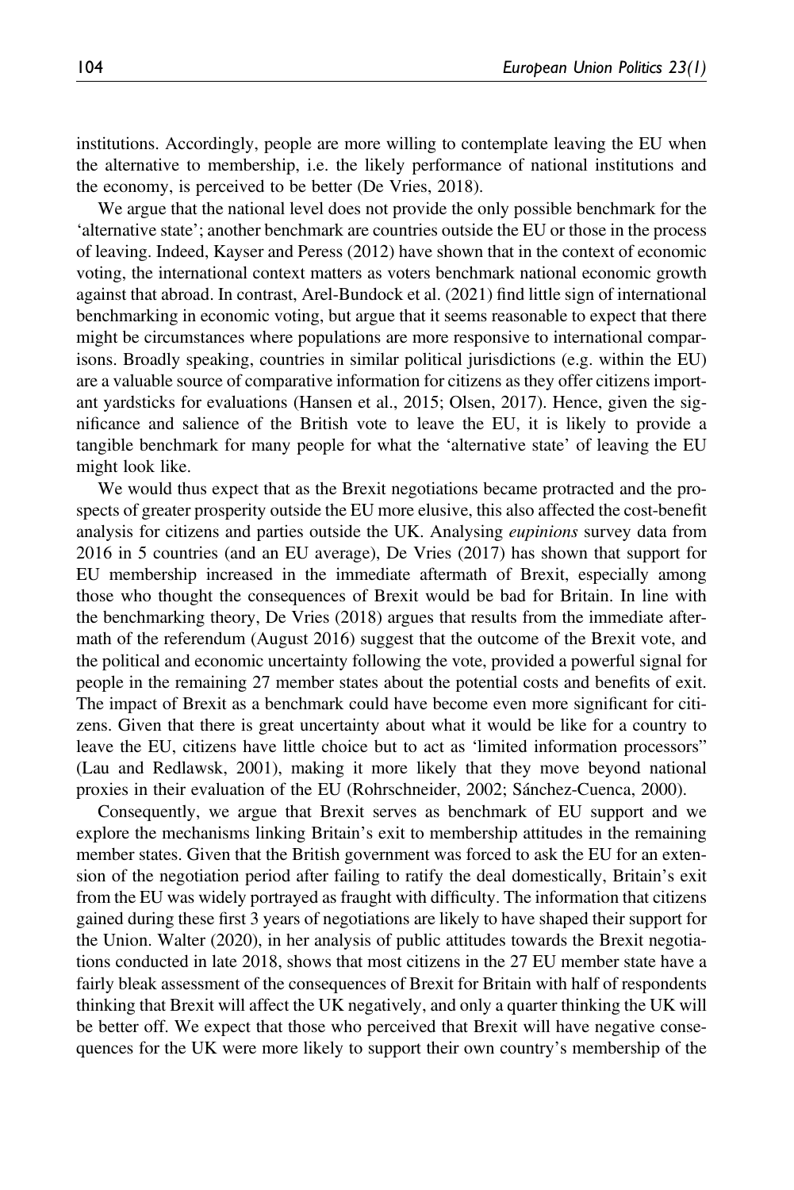institutions. Accordingly, people are more willing to contemplate leaving the EU when the alternative to membership, i.e. the likely performance of national institutions and the economy, is perceived to be better (De Vries, 2018).

We argue that the national level does not provide the only possible benchmark for the 'alternative state'; another benchmark are countries outside the EU or those in the process of leaving. Indeed, Kayser and Peress (2012) have shown that in the context of economic voting, the international context matters as voters benchmark national economic growth against that abroad. In contrast, Arel-Bundock et al. (2021) find little sign of international benchmarking in economic voting, but argue that it seems reasonable to expect that there might be circumstances where populations are more responsive to international comparisons. Broadly speaking, countries in similar political jurisdictions (e.g. within the EU) are a valuable source of comparative information for citizens as they offer citizens important yardsticks for evaluations (Hansen et al., 2015; Olsen, 2017). Hence, given the significance and salience of the British vote to leave the EU, it is likely to provide a tangible benchmark for many people for what the 'alternative state' of leaving the EU might look like.

We would thus expect that as the Brexit negotiations became protracted and the prospects of greater prosperity outside the EU more elusive, this also affected the cost-benefit analysis for citizens and parties outside the UK. Analysing *eupinions* survey data from 2016 in 5 countries (and an EU average), De Vries (2017) has shown that support for EU membership increased in the immediate aftermath of Brexit, especially among those who thought the consequences of Brexit would be bad for Britain. In line with the benchmarking theory, De Vries (2018) argues that results from the immediate aftermath of the referendum (August 2016) suggest that the outcome of the Brexit vote, and the political and economic uncertainty following the vote, provided a powerful signal for people in the remaining 27 member states about the potential costs and benefits of exit. The impact of Brexit as a benchmark could have become even more significant for citizens. Given that there is great uncertainty about what it would be like for a country to leave the EU, citizens have little choice but to act as 'limited information processors" (Lau and Redlawsk, 2001), making it more likely that they move beyond national proxies in their evaluation of the EU (Rohrschneider, 2002; Sánchez-Cuenca, 2000).

Consequently, we argue that Brexit serves as benchmark of EU support and we explore the mechanisms linking Britain's exit to membership attitudes in the remaining member states. Given that the British government was forced to ask the EU for an extension of the negotiation period after failing to ratify the deal domestically, Britain's exit from the EU was widely portrayed as fraught with difficulty. The information that citizens gained during these first 3 years of negotiations are likely to have shaped their support for the Union. Walter (2020), in her analysis of public attitudes towards the Brexit negotiations conducted in late 2018, shows that most citizens in the 27 EU member state have a fairly bleak assessment of the consequences of Brexit for Britain with half of respondents thinking that Brexit will affect the UK negatively, and only a quarter thinking the UK will be better off. We expect that those who perceived that Brexit will have negative consequences for the UK were more likely to support their own country's membership of the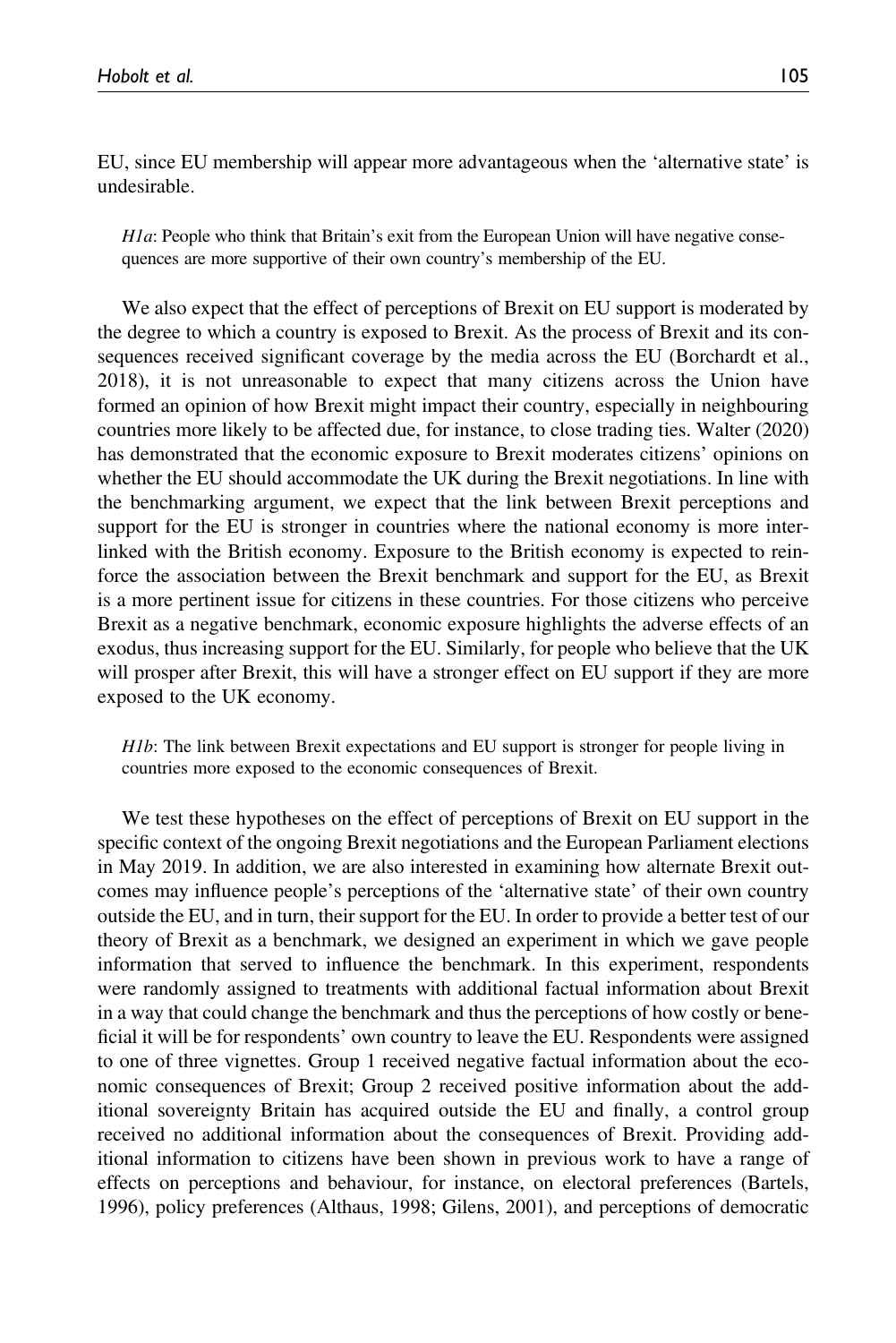EU, since EU membership will appear more advantageous when the 'alternative state' is undesirable.

> *H1a*: People who think that Britain's exit from the European Union will have negative consequences are more supportive of their own country's membership of the EU.

We also expect that the effect of perceptions of Brexit on EU support is moderated by the degree to which a country is exposed to Brexit. As the process of Brexit and its consequences received significant coverage by the media across the EU (Borchardt et al., 2018), it is not unreasonable to expect that many citizens across the Union have formed an opinion of how Brexit might impact their country, especially in neighbouring countries more likely to be affected due, for instance, to close trading ties. Walter (2020) has demonstrated that the economic exposure to Brexit moderates citizens' opinions on whether the EU should accommodate the UK during the Brexit negotiations. In line with the benchmarking argument, we expect that the link between Brexit perceptions and support for the EU is stronger in countries where the national economy is more interlinked with the British economy. Exposure to the British economy is expected to reinforce the association between the Brexit benchmark and support for the EU, as Brexit is a more pertinent issue for citizens in these countries. For those citizens who perceive Brexit as a negative benchmark, economic exposure highlights the adverse effects of an exodus, thus increasing support for the EU. Similarly, for people who believe that the UK will prosper after Brexit, this will have a stronger effect on EU support if they are more exposed to the UK economy.

> *H1b*: The link between Brexit expectations and EU support is stronger for people living in countries more exposed to the economic consequences of Brexit.

We test these hypotheses on the effect of perceptions of Brexit on EU support in the specific context of the ongoing Brexit negotiations and the European Parliament elections in May 2019. In addition, we are also interested in examining how alternate Brexit outcomes may influence people's perceptions of the 'alternative state' of their own country outside the EU, and in turn, their support for the EU. In order to provide a better test of our theory of Brexit as a benchmark, we designed an experiment in which we gave people information that served to influence the benchmark. In this experiment, respondents were randomly assigned to treatments with additional factual information about Brexit in a way that could change the benchmark and thus the perceptions of how costly or beneficial it will be for respondents' own country to leave the EU. Respondents were assigned to one of three vignettes. Group 1 received negative factual information about the economic consequences of Brexit; Group 2 received positive information about the additional sovereignty Britain has acquired outside the EU and finally, a control group received no additional information about the consequences of Brexit. Providing additional information to citizens have been shown in previous work to have a range of effects on perceptions and behaviour, for instance, on electoral preferences (Bartels, 1996), policy preferences (Althaus, 1998; Gilens, 2001), and perceptions of democratic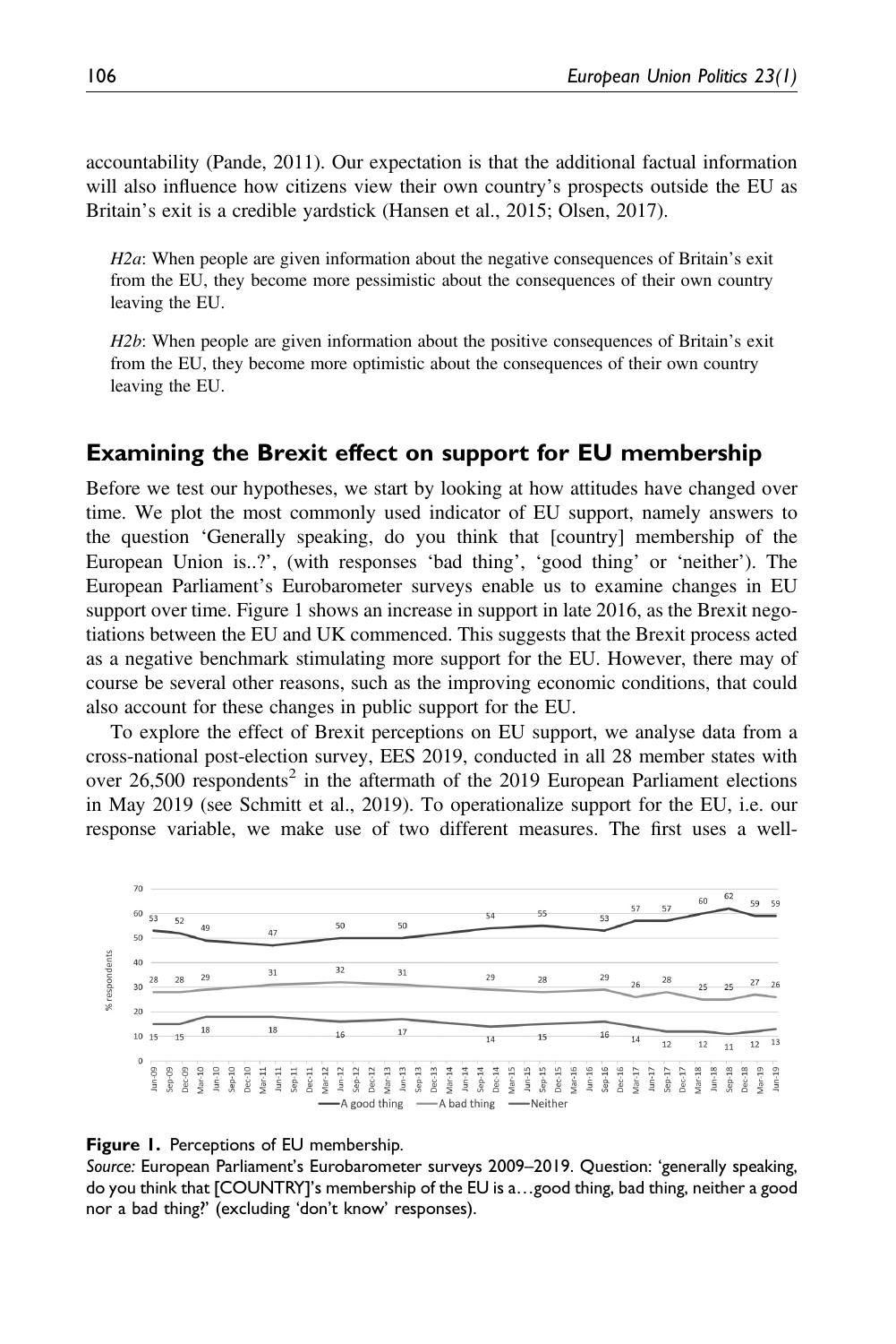accountability (Pande, 2011). Our expectation is that the additional factual information will also influence how citizens view their own country's prospects outside the EU as Britain's exit is a credible yardstick (Hansen et al., 2015; Olsen, 2017).

> *H2a*: When people are given information about the negative consequences of Britain's exit from the EU, they become more pessimistic about the consequences of their own country leaving the EU.

> *H2b*: When people are given information about the positive consequences of Britain's exit from the EU, they become more optimistic about the consequences of their own country leaving the EU.

## Examining the Brexit effect on support for EU membership

Before we test our hypotheses, we start by looking at how attitudes have changed over time. We plot the most commonly used indicator of EU support, namely answers to the question 'Generally speaking, do you think that [country] membership of the European Union is..?', (with responses 'bad thing', 'good thing' or 'neither'). The European Parliament's Eurobarometer surveys enable us to examine changes in EU support over time. Figure 1 shows an increase in support in late 2016, as the Brexit negotiations between the EU and UK commenced. This suggests that the Brexit process acted as a negative benchmark stimulating more support for the EU. However, there may of course be several other reasons, such as the improving economic conditions, that could also account for these changes in public support for the EU.

To explore the effect of Brexit perceptions on EU support, we analyse data from a cross-national post-election survey, EES 2019, conducted in all 28 member states with over 26,500 respondents[2] in the aftermath of the 2019 European Parliament elections in May 2019 (see Schmitt et al., 2019). To operationalize support for the EU, i.e. our response variable, we make use of two different measures. The first uses a well-

**Figure 1.** Perceptions of EU membership.
*Source:* European Parliament's Eurobarometer surveys 2009–2019. Question: 'generally speaking, do you think that [COUNTRY]'s membership of the EU is a…good thing, bad thing, neither a good nor a bad thing?' (excluding 'don't know' responses).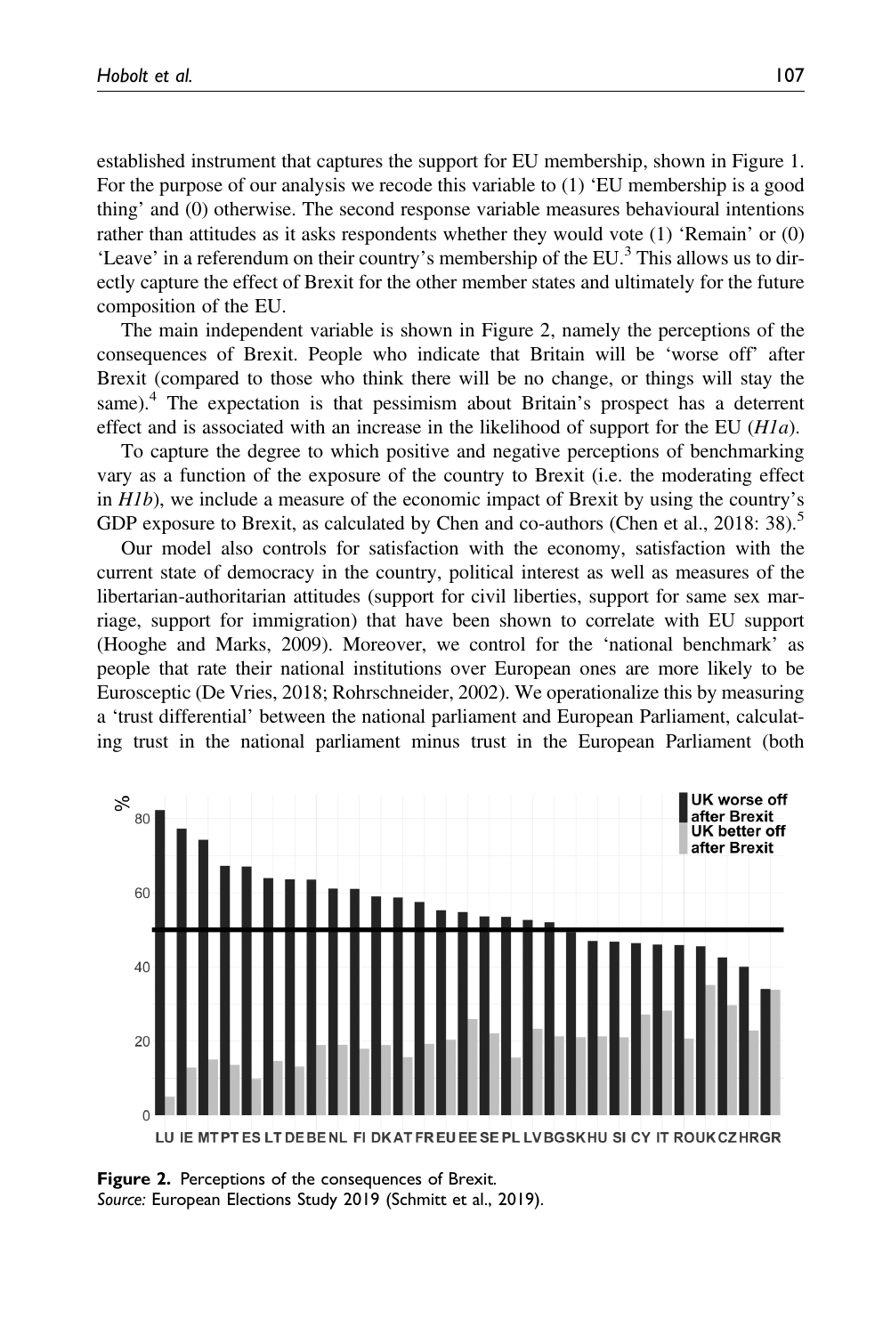established instrument that captures the support for EU membership, shown in Figure 1. For the purpose of our analysis we recode this variable to (1) 'EU membership is a good thing' and (0) otherwise. The second response variable measures behavioural intentions rather than attitudes as it asks respondents whether they would vote (1) 'Remain' or (0) 'Leave' in a referendum on their country's membership of the EU.[3] This allows us to directly capture the effect of Brexit for the other member states and ultimately for the future composition of the EU.

The main independent variable is shown in Figure 2, namely the perceptions of the consequences of Brexit. People who indicate that Britain will be 'worse off' after Brexit (compared to those who think there will be no change, or things will stay the same).[4] The expectation is that pessimism about Britain's prospect has a deterrent effect and is associated with an increase in the likelihood of support for the EU (*H1a*).

To capture the degree to which positive and negative perceptions of benchmarking vary as a function of the exposure of the country to Brexit (i.e. the moderating effect in *H1b*), we include a measure of the economic impact of Brexit by using the country's GDP exposure to Brexit, as calculated by Chen and co-authors (Chen et al., 2018: 38).[5]

Our model also controls for satisfaction with the economy, satisfaction with the current state of democracy in the country, political interest as well as measures of the libertarian-authoritarian attitudes (support for civil liberties, support for same sex marriage, support for immigration) that have been shown to correlate with EU support (Hooghe and Marks, 2009). Moreover, we control for the 'national benchmark' as people that rate their national institutions over European ones are more likely to be Eurosceptic (De Vries, 2018; Rohrschneider, 2002). We operationalize this by measuring a 'trust differential' between the national parliament and European Parliament, calculating trust in the national parliament minus trust in the European Parliament (both

**Figure 2.** Perceptions of the consequences of Brexit.
*Source:* European Elections Study 2019 (Schmitt et al., 2019).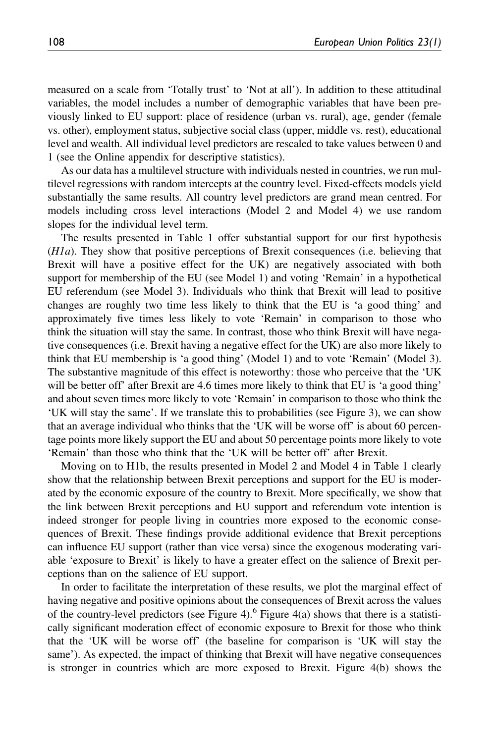measured on a scale from 'Totally trust' to 'Not at all'). In addition to these attitudinal variables, the model includes a number of demographic variables that have been previously linked to EU support: place of residence (urban vs. rural), age, gender (female vs. other), employment status, subjective social class (upper, middle vs. rest), educational level and wealth. All individual level predictors are rescaled to take values between 0 and 1 (see the Online appendix for descriptive statistics).

As our data has a multilevel structure with individuals nested in countries, we run multilevel regressions with random intercepts at the country level. Fixed-effects models yield substantially the same results. All country level predictors are grand mean centred. For models including cross level interactions (Model 2 and Model 4) we use random slopes for the individual level term.

The results presented in Table 1 offer substantial support for our first hypothesis (*H1a*). They show that positive perceptions of Brexit consequences (i.e. believing that Brexit will have a positive effect for the UK) are negatively associated with both support for membership of the EU (see Model 1) and voting 'Remain' in a hypothetical EU referendum (see Model 3). Individuals who think that Brexit will lead to positive changes are roughly two time less likely to think that the EU is 'a good thing' and approximately five times less likely to vote 'Remain' in comparison to those who think the situation will stay the same. In contrast, those who think Brexit will have negative consequences (i.e. Brexit having a negative effect for the UK) are also more likely to think that EU membership is 'a good thing' (Model 1) and to vote 'Remain' (Model 3). The substantive magnitude of this effect is noteworthy: those who perceive that the 'UK will be better off' after Brexit are 4.6 times more likely to think that EU is 'a good thing' and about seven times more likely to vote 'Remain' in comparison to those who think the 'UK will stay the same'. If we translate this to probabilities (see Figure 3), we can show that an average individual who thinks that the 'UK will be worse off' is about 60 percentage points more likely support the EU and about 50 percentage points more likely to vote 'Remain' than those who think that the 'UK will be better off' after Brexit.

Moving on to H1b, the results presented in Model 2 and Model 4 in Table 1 clearly show that the relationship between Brexit perceptions and support for the EU is moderated by the economic exposure of the country to Brexit. More specifically, we show that the link between Brexit perceptions and EU support and referendum vote intention is indeed stronger for people living in countries more exposed to the economic consequences of Brexit. These findings provide additional evidence that Brexit perceptions can influence EU support (rather than vice versa) since the exogenous moderating variable 'exposure to Brexit' is likely to have a greater effect on the salience of Brexit perceptions than on the salience of EU support.

In order to facilitate the interpretation of these results, we plot the marginal effect of having negative and positive opinions about the consequences of Brexit across the values of the country-level predictors (see Figure 4).[6] Figure 4(a) shows that there is a statistically significant moderation effect of economic exposure to Brexit for those who think that the 'UK will be worse off' (the baseline for comparison is 'UK will stay the same'). As expected, the impact of thinking that Brexit will have negative consequences is stronger in countries which are more exposed to Brexit. Figure 4(b) shows the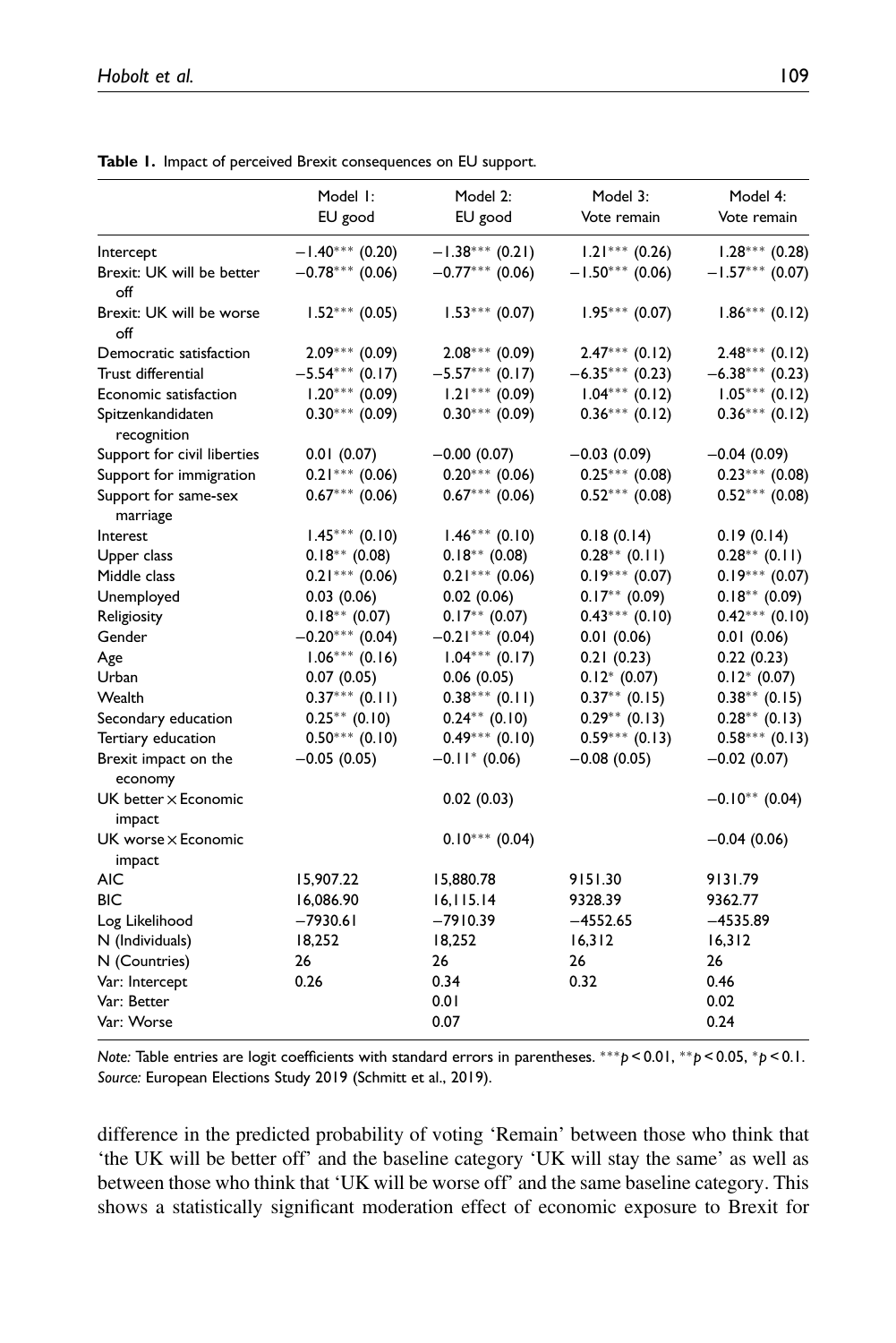**Table 1.** Impact of perceived Brexit consequences on EU support.

| | Model 1: EU good | Model 2: EU good | Model 3: Vote remain | Model 4: Vote remain |
|---|---|---|---|---|
| Intercept | −1.40*** (0.20) | −1.38*** (0.21) | 1.21*** (0.26) | 1.28*** (0.28) |
| Brexit: UK will be better off | −0.78*** (0.06) | −0.77*** (0.06) | −1.50*** (0.06) | −1.57*** (0.07) |
| Brexit: UK will be worse off | 1.52*** (0.05) | 1.53*** (0.07) | 1.95*** (0.07) | 1.86*** (0.12) |
| Democratic satisfaction | 2.09*** (0.09) | 2.08*** (0.09) | 2.47*** (0.12) | 2.48*** (0.12) |
| Trust differential | −5.54*** (0.17) | −5.57*** (0.17) | −6.35*** (0.23) | −6.38*** (0.23) |
| Economic satisfaction | 1.20*** (0.09) | 1.21*** (0.09) | 1.04*** (0.12) | 1.05*** (0.12) |
| Spitzenkandidaten recognition | 0.30*** (0.09) | 0.30*** (0.09) | 0.36*** (0.12) | 0.36*** (0.12) |
| Support for civil liberties | 0.01 (0.07) | −0.00 (0.07) | −0.03 (0.09) | −0.04 (0.09) |
| Support for immigration | 0.21*** (0.06) | 0.20*** (0.06) | 0.25*** (0.08) | 0.23*** (0.08) |
| Support for same-sex marriage | 0.67*** (0.06) | 0.67*** (0.06) | 0.52*** (0.08) | 0.52*** (0.08) |
| Interest | 1.45*** (0.10) | 1.46*** (0.10) | 0.18 (0.14) | 0.19 (0.14) |
| Upper class | 0.18** (0.08) | 0.18** (0.08) | 0.28** (0.11) | 0.28** (0.11) |
| Middle class | 0.21*** (0.06) | 0.21*** (0.06) | 0.19*** (0.07) | 0.19*** (0.07) |
| Unemployed | 0.03 (0.06) | 0.02 (0.06) | 0.17** (0.09) | 0.18** (0.09) |
| Religiosity | 0.18** (0.07) | 0.17** (0.07) | 0.43*** (0.10) | 0.42*** (0.10) |
| Gender | −0.20*** (0.04) | −0.21*** (0.04) | 0.01 (0.06) | 0.01 (0.06) |
| Age | 1.06*** (0.16) | 1.04*** (0.17) | 0.21 (0.23) | 0.22 (0.23) |
| Urban | 0.07 (0.05) | 0.06 (0.05) | 0.12* (0.07) | 0.12* (0.07) |
| Wealth | 0.37*** (0.11) | 0.38*** (0.11) | 0.37** (0.15) | 0.38** (0.15) |
| Secondary education | 0.25** (0.10) | 0.24** (0.10) | 0.29** (0.13) | 0.28** (0.13) |
| Tertiary education | 0.50*** (0.10) | 0.49*** (0.10) | 0.59*** (0.13) | 0.58*** (0.13) |
| Brexit impact on the economy | −0.05 (0.05) | −0.11* (0.06) | −0.08 (0.05) | −0.02 (0.07) |
| UK better × Economic impact | | 0.02 (0.03) | | −0.10** (0.04) |
| UK worse × Economic impact | | 0.10*** (0.04) | | −0.04 (0.06) |
| AIC | 15,907.22 | 15,880.78 | 9151.30 | 9131.79 |
| BIC | 16,086.90 | 16,115.14 | 9328.39 | 9362.77 |
| Log Likelihood | −7930.61 | −7910.39 | −4552.65 | −4535.89 |
| N (Individuals) | 18,252 | 18,252 | 16,312 | 16,312 |
| N (Countries) | 26 | 26 | 26 | 26 |
| Var: Intercept | 0.26 | 0.34 | 0.32 | 0.46 |
| Var: Better | | 0.01 | | 0.02 |
| Var: Worse | | 0.07 | | 0.24 |

*Note:* Table entries are logit coefficients with standard errors in parentheses. ***$p < 0.01$, **$p < 0.05$, *$p < 0.1$.
*Source:* European Elections Study 2019 (Schmitt et al., 2019).

difference in the predicted probability of voting 'Remain' between those who think that 'the UK will be better off' and the baseline category 'UK will stay the same' as well as between those who think that 'UK will be worse off' and the same baseline category. This shows a statistically significant moderation effect of economic exposure to Brexit for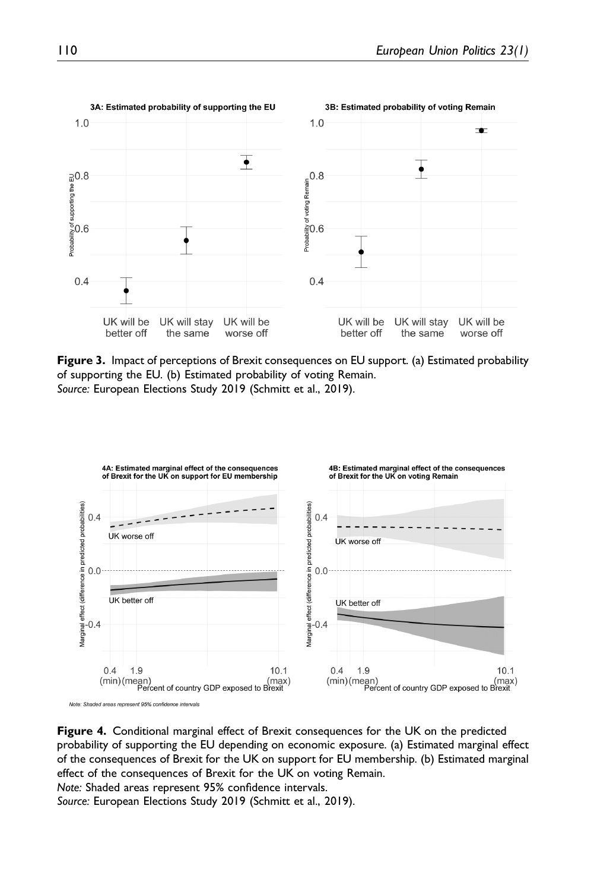**Figure 3.** Impact of perceptions of Brexit consequences on EU support. (a) Estimated probability of supporting the EU. (b) Estimated probability of voting Remain.
*Source:* European Elections Study 2019 (Schmitt et al., 2019).

**Figure 4.** Conditional marginal effect of Brexit consequences for the UK on the predicted probability of supporting the EU depending on economic exposure. (a) Estimated marginal effect of the consequences of Brexit for the UK on support for EU membership. (b) Estimated marginal effect of the consequences of Brexit for the UK on voting Remain.
*Note:* Shaded areas represent 95% confidence intervals.
*Source:* European Elections Study 2019 (Schmitt et al., 2019).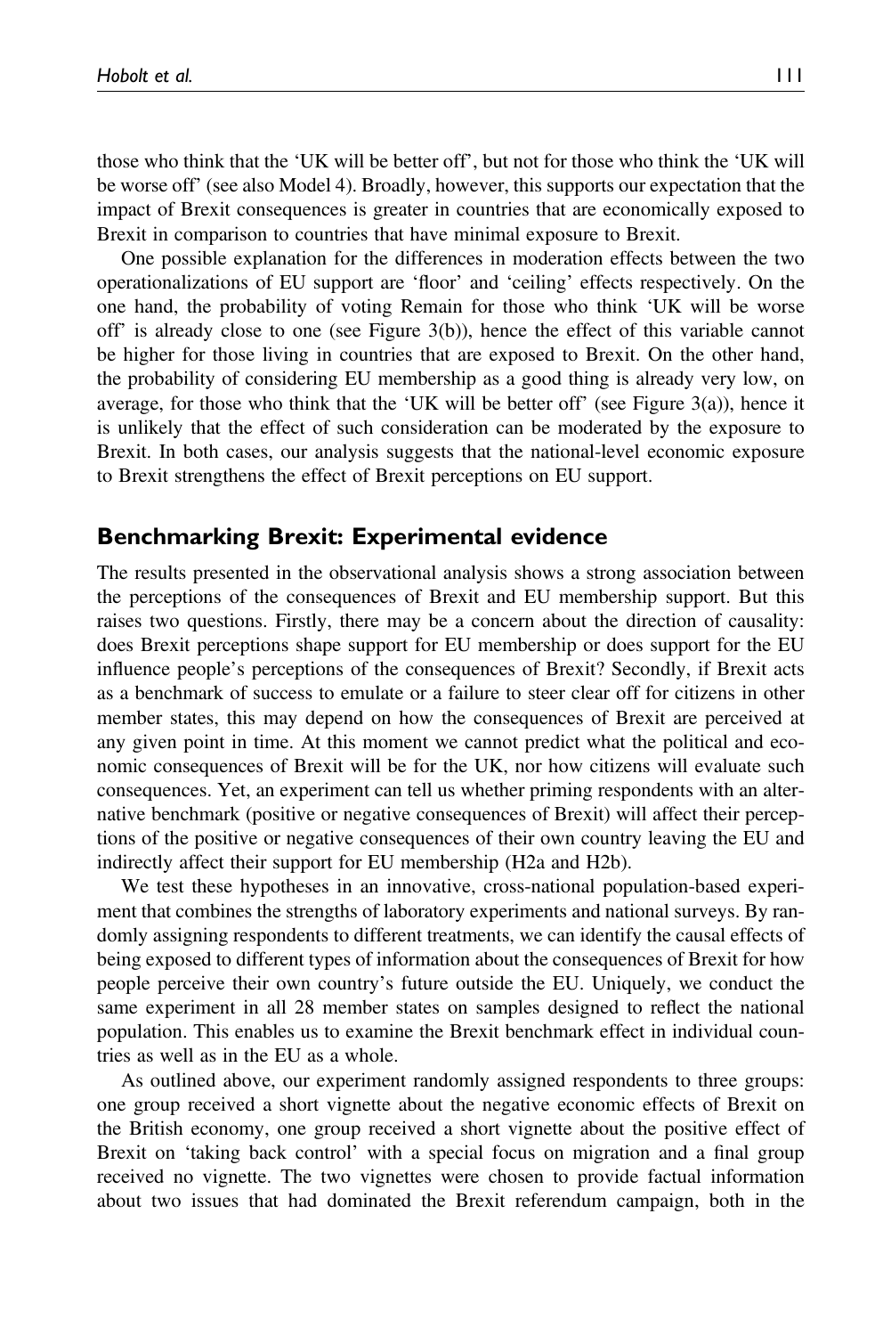those who think that the 'UK will be better off', but not for those who think the 'UK will be worse off' (see also Model 4). Broadly, however, this supports our expectation that the impact of Brexit consequences is greater in countries that are economically exposed to Brexit in comparison to countries that have minimal exposure to Brexit.

One possible explanation for the differences in moderation effects between the two operationalizations of EU support are 'floor' and 'ceiling' effects respectively. On the one hand, the probability of voting Remain for those who think 'UK will be worse off' is already close to one (see Figure 3(b)), hence the effect of this variable cannot be higher for those living in countries that are exposed to Brexit. On the other hand, the probability of considering EU membership as a good thing is already very low, on average, for those who think that the 'UK will be better off' (see Figure 3(a)), hence it is unlikely that the effect of such consideration can be moderated by the exposure to Brexit. In both cases, our analysis suggests that the national-level economic exposure to Brexit strengthens the effect of Brexit perceptions on EU support.

## Benchmarking Brexit: Experimental evidence

The results presented in the observational analysis shows a strong association between the perceptions of the consequences of Brexit and EU membership support. But this raises two questions. Firstly, there may be a concern about the direction of causality: does Brexit perceptions shape support for EU membership or does support for the EU influence people's perceptions of the consequences of Brexit? Secondly, if Brexit acts as a benchmark of success to emulate or a failure to steer clear off for citizens in other member states, this may depend on how the consequences of Brexit are perceived at any given point in time. At this moment we cannot predict what the political and economic consequences of Brexit will be for the UK, nor how citizens will evaluate such consequences. Yet, an experiment can tell us whether priming respondents with an alternative benchmark (positive or negative consequences of Brexit) will affect their perceptions of the positive or negative consequences of their own country leaving the EU and indirectly affect their support for EU membership (H2a and H2b).

We test these hypotheses in an innovative, cross-national population-based experiment that combines the strengths of laboratory experiments and national surveys. By randomly assigning respondents to different treatments, we can identify the causal effects of being exposed to different types of information about the consequences of Brexit for how people perceive their own country's future outside the EU. Uniquely, we conduct the same experiment in all 28 member states on samples designed to reflect the national population. This enables us to examine the Brexit benchmark effect in individual countries as well as in the EU as a whole.

As outlined above, our experiment randomly assigned respondents to three groups: one group received a short vignette about the negative economic effects of Brexit on the British economy, one group received a short vignette about the positive effect of Brexit on 'taking back control' with a special focus on migration and a final group received no vignette. The two vignettes were chosen to provide factual information about two issues that had dominated the Brexit referendum campaign, both in the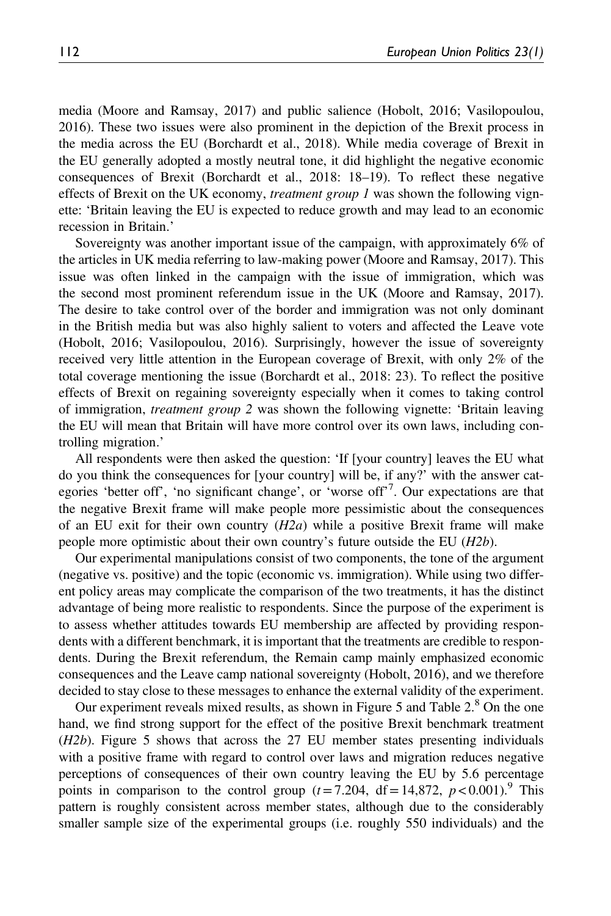media (Moore and Ramsay, 2017) and public salience (Hobolt, 2016; Vasilopoulou, 2016). These two issues were also prominent in the depiction of the Brexit process in the media across the EU (Borchardt et al., 2018). While media coverage of Brexit in the EU generally adopted a mostly neutral tone, it did highlight the negative economic consequences of Brexit (Borchardt et al., 2018: 18–19). To reflect these negative effects of Brexit on the UK economy, *treatment group 1* was shown the following vignette: 'Britain leaving the EU is expected to reduce growth and may lead to an economic recession in Britain.'

Sovereignty was another important issue of the campaign, with approximately 6% of the articles in UK media referring to law-making power (Moore and Ramsay, 2017). This issue was often linked in the campaign with the issue of immigration, which was the second most prominent referendum issue in the UK (Moore and Ramsay, 2017). The desire to take control over of the border and immigration was not only dominant in the British media but was also highly salient to voters and affected the Leave vote (Hobolt, 2016; Vasilopoulou, 2016). Surprisingly, however the issue of sovereignty received very little attention in the European coverage of Brexit, with only 2% of the total coverage mentioning the issue (Borchardt et al., 2018: 23). To reflect the positive effects of Brexit on regaining sovereignty especially when it comes to taking control of immigration, *treatment group 2* was shown the following vignette: 'Britain leaving the EU will mean that Britain will have more control over its own laws, including controlling migration.'

All respondents were then asked the question: 'If [your country] leaves the EU what do you think the consequences for [your country] will be, if any?' with the answer categories 'better off', 'no significant change', or 'worse off'[7]. Our expectations are that the negative Brexit frame will make people more pessimistic about the consequences of an EU exit for their own country (*H2a*) while a positive Brexit frame will make people more optimistic about their own country's future outside the EU (*H2b*).

Our experimental manipulations consist of two components, the tone of the argument (negative vs. positive) and the topic (economic vs. immigration). While using two different policy areas may complicate the comparison of the two treatments, it has the distinct advantage of being more realistic to respondents. Since the purpose of the experiment is to assess whether attitudes towards EU membership are affected by providing respondents with a different benchmark, it is important that the treatments are credible to respondents. During the Brexit referendum, the Remain camp mainly emphasized economic consequences and the Leave camp national sovereignty (Hobolt, 2016), and we therefore decided to stay close to these messages to enhance the external validity of the experiment.

Our experiment reveals mixed results, as shown in Figure 5 and Table 2.[8] On the one hand, we find strong support for the effect of the positive Brexit benchmark treatment (*H2b*). Figure 5 shows that across the 27 EU member states presenting individuals with a positive frame with regard to control over laws and migration reduces negative perceptions of consequences of their own country leaving the EU by 5.6 percentage points in comparison to the control group ($t = 7.204$, $df = 14{,}872$, $p < 0.001$).[9] This pattern is roughly consistent across member states, although due to the considerably smaller sample size of the experimental groups (i.e. roughly 550 individuals) and the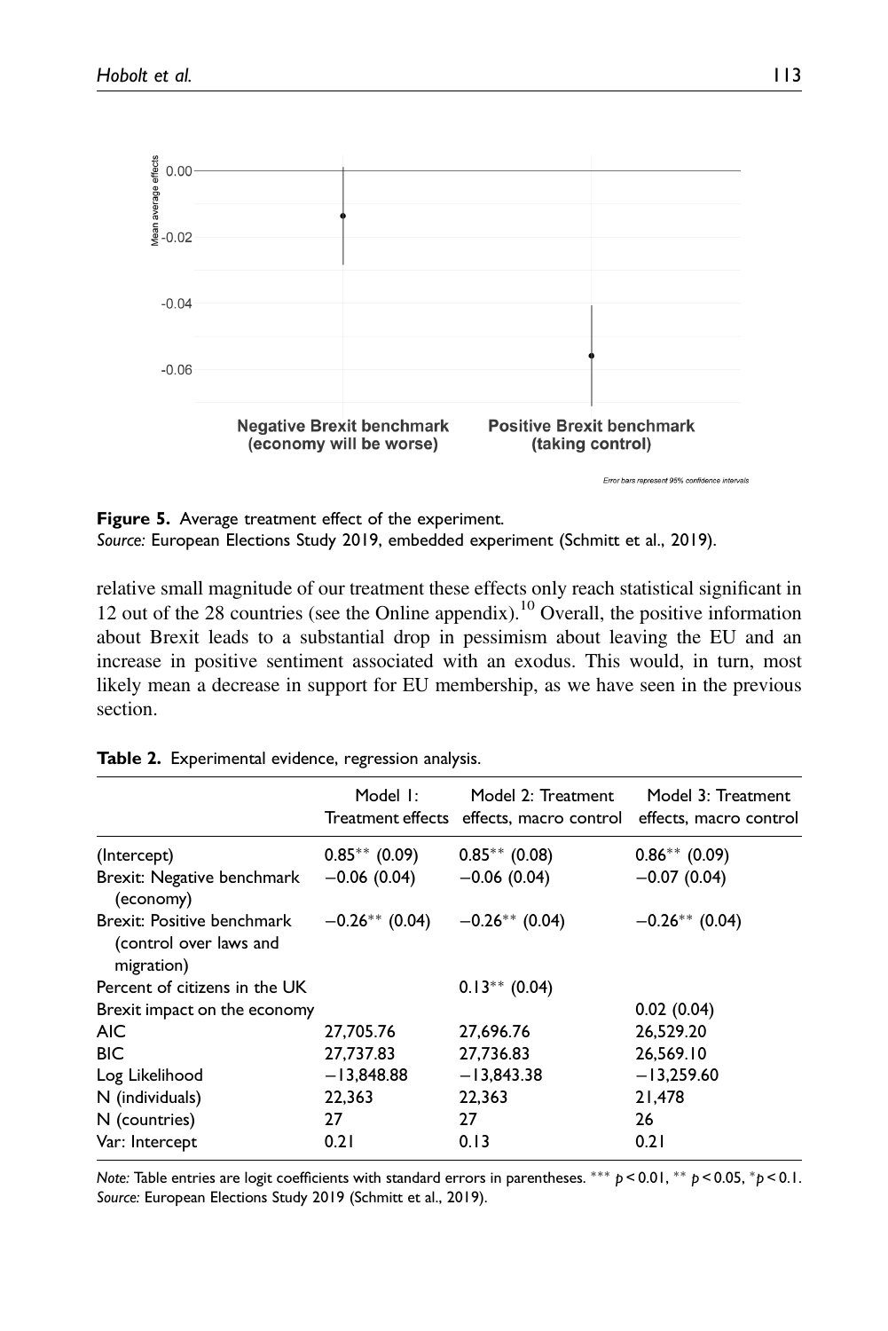**Figure 5.** Average treatment effect of the experiment.
*Source:* European Elections Study 2019, embedded experiment (Schmitt et al., 2019).

relative small magnitude of our treatment these effects only reach statistical significant in 12 out of the 28 countries (see the Online appendix).[10] Overall, the positive information about Brexit leads to a substantial drop in pessimism about leaving the EU and an increase in positive sentiment associated with an exodus. This would, in turn, most likely mean a decrease in support for EU membership, as we have seen in the previous section.

**Table 2.** Experimental evidence, regression analysis.

| | Model 1: Treatment effects | Model 2: Treatment effects, macro control | Model 3: Treatment effects, macro control |
|---|---|---|---|
| (Intercept) | 0.85** (0.09) | 0.85** (0.08) | 0.86** (0.09) |
| Brexit: Negative benchmark (economy) | −0.06 (0.04) | −0.06 (0.04) | −0.07 (0.04) |
| Brexit: Positive benchmark (control over laws and migration) | −0.26** (0.04) | −0.26** (0.04) | −0.26** (0.04) |
| Percent of citizens in the UK | | 0.13** (0.04) | |
| Brexit impact on the economy | | | 0.02 (0.04) |
| AIC | 27,705.76 | 27,696.76 | 26,529.20 |
| BIC | 27,737.83 | 27,736.83 | 26,569.10 |
| Log Likelihood | −13,848.88 | −13,843.38 | −13,259.60 |
| N (individuals) | 22,363 | 22,363 | 21,478 |
| N (countries) | 27 | 27 | 26 |
| Var: Intercept | 0.21 | 0.13 | 0.21 |

*Note:* Table entries are logit coefficients with standard errors in parentheses. *** $p < 0.01$, ** $p < 0.05$, * $p < 0.1$.
*Source:* European Elections Study 2019 (Schmitt et al., 2019).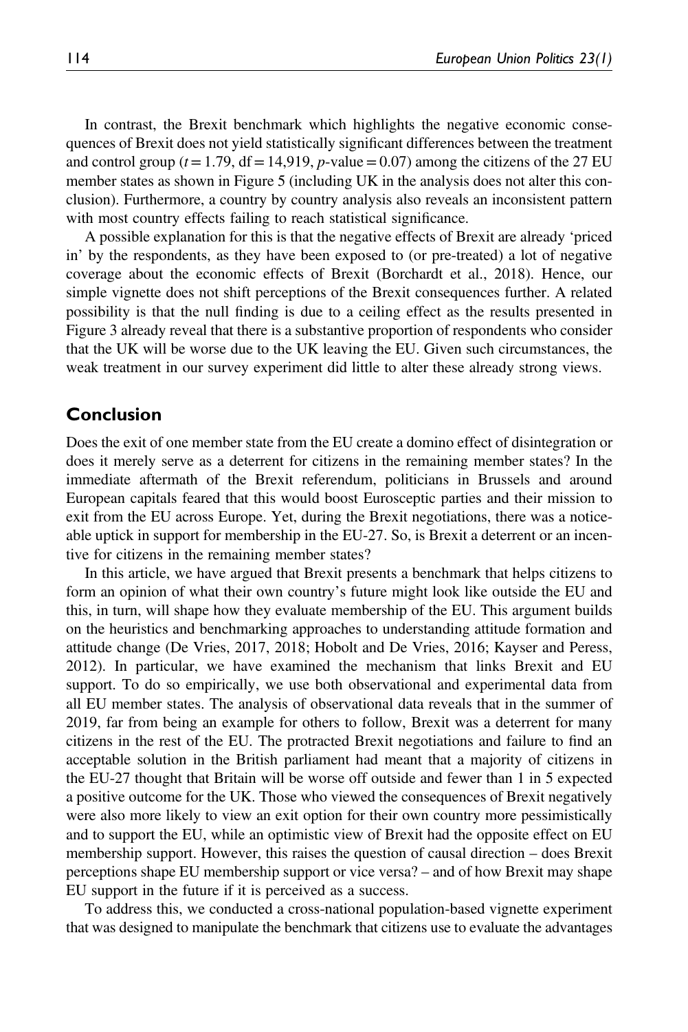In contrast, the Brexit benchmark which highlights the negative economic consequences of Brexit does not yield statistically significant differences between the treatment and control group ($t = 1.79$, df = 14,919, $p$-value = 0.07) among the citizens of the 27 EU member states as shown in Figure 5 (including UK in the analysis does not alter this conclusion). Furthermore, a country by country analysis also reveals an inconsistent pattern with most country effects failing to reach statistical significance.

A possible explanation for this is that the negative effects of Brexit are already 'priced in' by the respondents, as they have been exposed to (or pre-treated) a lot of negative coverage about the economic effects of Brexit (Borchardt et al., 2018). Hence, our simple vignette does not shift perceptions of the Brexit consequences further. A related possibility is that the null finding is due to a ceiling effect as the results presented in Figure 3 already reveal that there is a substantive proportion of respondents who consider that the UK will be worse due to the UK leaving the EU. Given such circumstances, the weak treatment in our survey experiment did little to alter these already strong views.

## Conclusion

Does the exit of one member state from the EU create a domino effect of disintegration or does it merely serve as a deterrent for citizens in the remaining member states? In the immediate aftermath of the Brexit referendum, politicians in Brussels and around European capitals feared that this would boost Eurosceptic parties and their mission to exit from the EU across Europe. Yet, during the Brexit negotiations, there was a noticeable uptick in support for membership in the EU-27. So, is Brexit a deterrent or an incentive for citizens in the remaining member states?

In this article, we have argued that Brexit presents a benchmark that helps citizens to form an opinion of what their own country's future might look like outside the EU and this, in turn, will shape how they evaluate membership of the EU. This argument builds on the heuristics and benchmarking approaches to understanding attitude formation and attitude change (De Vries, 2017, 2018; Hobolt and De Vries, 2016; Kayser and Peress, 2012). In particular, we have examined the mechanism that links Brexit and EU support. To do so empirically, we use both observational and experimental data from all EU member states. The analysis of observational data reveals that in the summer of 2019, far from being an example for others to follow, Brexit was a deterrent for many citizens in the rest of the EU. The protracted Brexit negotiations and failure to find an acceptable solution in the British parliament had meant that a majority of citizens in the EU-27 thought that Britain will be worse off outside and fewer than 1 in 5 expected a positive outcome for the UK. Those who viewed the consequences of Brexit negatively were also more likely to view an exit option for their own country more pessimistically and to support the EU, while an optimistic view of Brexit had the opposite effect on EU membership support. However, this raises the question of causal direction – does Brexit perceptions shape EU membership support or vice versa? – and of how Brexit may shape EU support in the future if it is perceived as a success.

To address this, we conducted a cross-national population-based vignette experiment that was designed to manipulate the benchmark that citizens use to evaluate the advantages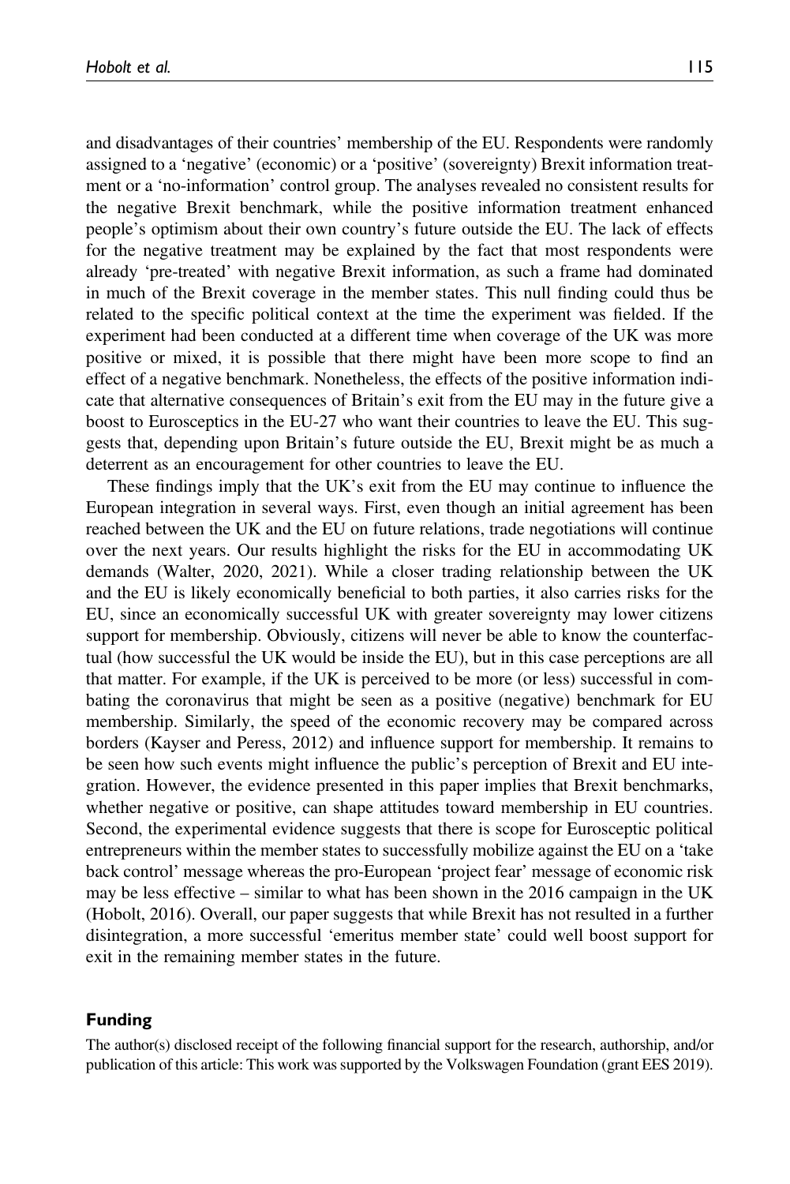and disadvantages of their countries' membership of the EU. Respondents were randomly assigned to a 'negative' (economic) or a 'positive' (sovereignty) Brexit information treatment or a 'no-information' control group. The analyses revealed no consistent results for the negative Brexit benchmark, while the positive information treatment enhanced people's optimism about their own country's future outside the EU. The lack of effects for the negative treatment may be explained by the fact that most respondents were already 'pre-treated' with negative Brexit information, as such a frame had dominated in much of the Brexit coverage in the member states. This null finding could thus be related to the specific political context at the time the experiment was fielded. If the experiment had been conducted at a different time when coverage of the UK was more positive or mixed, it is possible that there might have been more scope to find an effect of a negative benchmark. Nonetheless, the effects of the positive information indicate that alternative consequences of Britain's exit from the EU may in the future give a boost to Eurosceptics in the EU-27 who want their countries to leave the EU. This suggests that, depending upon Britain's future outside the EU, Brexit might be as much a deterrent as an encouragement for other countries to leave the EU.

These findings imply that the UK's exit from the EU may continue to influence the European integration in several ways. First, even though an initial agreement has been reached between the UK and the EU on future relations, trade negotiations will continue over the next years. Our results highlight the risks for the EU in accommodating UK demands (Walter, 2020, 2021). While a closer trading relationship between the UK and the EU is likely economically beneficial to both parties, it also carries risks for the EU, since an economically successful UK with greater sovereignty may lower citizens support for membership. Obviously, citizens will never be able to know the counterfactual (how successful the UK would be inside the EU), but in this case perceptions are all that matter. For example, if the UK is perceived to be more (or less) successful in combating the coronavirus that might be seen as a positive (negative) benchmark for EU membership. Similarly, the speed of the economic recovery may be compared across borders (Kayser and Peress, 2012) and influence support for membership. It remains to be seen how such events might influence the public's perception of Brexit and EU integration. However, the evidence presented in this paper implies that Brexit benchmarks, whether negative or positive, can shape attitudes toward membership in EU countries. Second, the experimental evidence suggests that there is scope for Eurosceptic political entrepreneurs within the member states to successfully mobilize against the EU on a 'take back control' message whereas the pro-European 'project fear' message of economic risk may be less effective – similar to what has been shown in the 2016 campaign in the UK (Hobolt, 2016). Overall, our paper suggests that while Brexit has not resulted in a further disintegration, a more successful 'emeritus member state' could well boost support for exit in the remaining member states in the future.

## Funding

The author(s) disclosed receipt of the following financial support for the research, authorship, and/or publication of this article: This work was supported by the Volkswagen Foundation (grant EES 2019).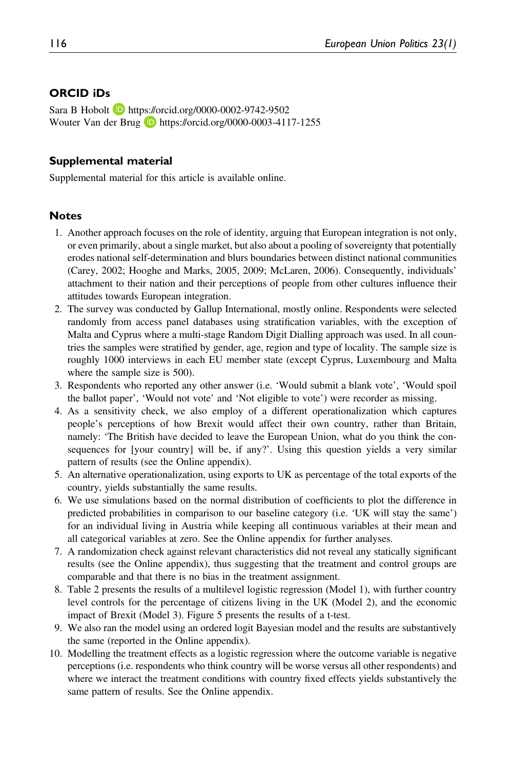## ORCID iDs

Sara B Hobolt https://orcid.org/0000-0002-9742-9502
Wouter Van der Brug https://orcid.org/0000-0003-4117-1255

## Supplemental material

Supplemental material for this article is available online.

## Notes

1. Another approach focuses on the role of identity, arguing that European integration is not only, or even primarily, about a single market, but also about a pooling of sovereignty that potentially erodes national self-determination and blurs boundaries between distinct national communities (Carey, 2002; Hooghe and Marks, 2005, 2009; McLaren, 2006). Consequently, individuals' attachment to their nation and their perceptions of people from other cultures influence their attitudes towards European integration.
2. The survey was conducted by Gallup International, mostly online. Respondents were selected randomly from access panel databases using stratification variables, with the exception of Malta and Cyprus where a multi-stage Random Digit Dialling approach was used. In all countries the samples were stratified by gender, age, region and type of locality. The sample size is roughly 1000 interviews in each EU member state (except Cyprus, Luxembourg and Malta where the sample size is 500).
3. Respondents who reported any other answer (i.e. 'Would submit a blank vote', 'Would spoil the ballot paper', 'Would not vote' and 'Not eligible to vote') were recorder as missing.
4. As a sensitivity check, we also employ of a different operationalization which captures people's perceptions of how Brexit would affect their own country, rather than Britain, namely: 'The British have decided to leave the European Union, what do you think the consequences for [your country] will be, if any?'. Using this question yields a very similar pattern of results (see the Online appendix).
5. An alternative operationalization, using exports to UK as percentage of the total exports of the country, yields substantially the same results.
6. We use simulations based on the normal distribution of coefficients to plot the difference in predicted probabilities in comparison to our baseline category (i.e. 'UK will stay the same') for an individual living in Austria while keeping all continuous variables at their mean and all categorical variables at zero. See the Online appendix for further analyses.
7. A randomization check against relevant characteristics did not reveal any statically significant results (see the Online appendix), thus suggesting that the treatment and control groups are comparable and that there is no bias in the treatment assignment.
8. Table 2 presents the results of a multilevel logistic regression (Model 1), with further country level controls for the percentage of citizens living in the UK (Model 2), and the economic impact of Brexit (Model 3). Figure 5 presents the results of a t-test.
9. We also ran the model using an ordered logit Bayesian model and the results are substantively the same (reported in the Online appendix).
10. Modelling the treatment effects as a logistic regression where the outcome variable is negative perceptions (i.e. respondents who think country will be worse versus all other respondents) and where we interact the treatment conditions with country fixed effects yields substantively the same pattern of results. See the Online appendix.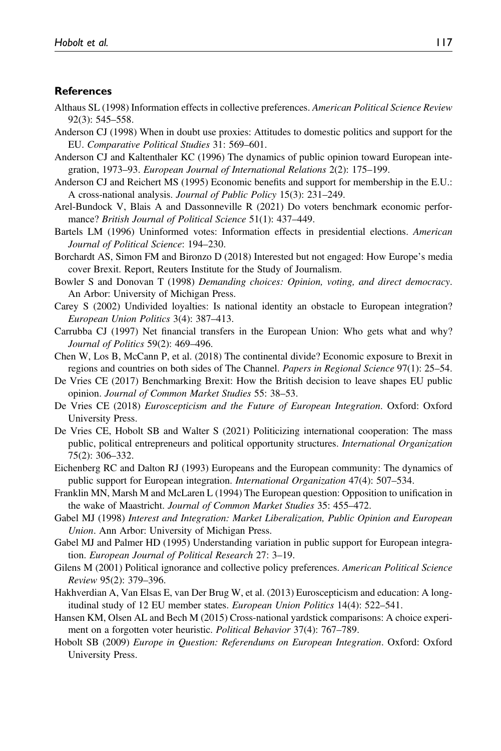## References

Althaus SL (1998) Information effects in collective preferences. *American Political Science Review* 92(3): 545–558.

Anderson CJ (1998) When in doubt use proxies: Attitudes to domestic politics and support for the EU. *Comparative Political Studies* 31: 569–601.

Anderson CJ and Kaltenthaler KC (1996) The dynamics of public opinion toward European integration, 1973–93. *European Journal of International Relations* 2(2): 175–199.

Anderson CJ and Reichert MS (1995) Economic benefits and support for membership in the E.U.: A cross-national analysis. *Journal of Public Policy* 15(3): 231–249.

Arel-Bundock V, Blais A and Dassonneville R (2021) Do voters benchmark economic performance? *British Journal of Political Science* 51(1): 437–449.

Bartels LM (1996) Uninformed votes: Information effects in presidential elections. *American Journal of Political Science*: 194–230.

Borchardt AS, Simon FM and Bironzo D (2018) Interested but not engaged: How Europe's media cover Brexit. Report, Reuters Institute for the Study of Journalism.

Bowler S and Donovan T (1998) *Demanding choices: Opinion, voting, and direct democracy*. An Arbor: University of Michigan Press.

Carey S (2002) Undivided loyalties: Is national identity an obstacle to European integration? *European Union Politics* 3(4): 387–413.

Carrubba CJ (1997) Net financial transfers in the European Union: Who gets what and why? *Journal of Politics* 59(2): 469–496.

Chen W, Los B, McCann P, et al. (2018) The continental divide? Economic exposure to Brexit in regions and countries on both sides of The Channel. *Papers in Regional Science* 97(1): 25–54.

De Vries CE (2017) Benchmarking Brexit: How the British decision to leave shapes EU public opinion. *Journal of Common Market Studies* 55: 38–53.

De Vries CE (2018) *Euroscepticism and the Future of European Integration*. Oxford: Oxford University Press.

De Vries CE, Hobolt SB and Walter S (2021) Politicizing international cooperation: The mass public, political entrepreneurs and political opportunity structures. *International Organization* 75(2): 306–332.

Eichenberg RC and Dalton RJ (1993) Europeans and the European community: The dynamics of public support for European integration. *International Organization* 47(4): 507–534.

Franklin MN, Marsh M and McLaren L (1994) The European question: Opposition to unification in the wake of Maastricht. *Journal of Common Market Studies* 35: 455–472.

Gabel MJ (1998) *Interest and Integration: Market Liberalization, Public Opinion and European Union*. Ann Arbor: University of Michigan Press.

Gabel MJ and Palmer HD (1995) Understanding variation in public support for European integration. *European Journal of Political Research* 27: 3–19.

Gilens M (2001) Political ignorance and collective policy preferences. *American Political Science Review* 95(2): 379–396.

Hakhverdian A, Van Elsas E, van Der Brug W, et al. (2013) Euroscepticism and education: A longitudinal study of 12 EU member states. *European Union Politics* 14(4): 522–541.

Hansen KM, Olsen AL and Bech M (2015) Cross-national yardstick comparisons: A choice experiment on a forgotten voter heuristic. *Political Behavior* 37(4): 767–789.

Hobolt SB (2009) *Europe in Question: Referendums on European Integration*. Oxford: Oxford University Press.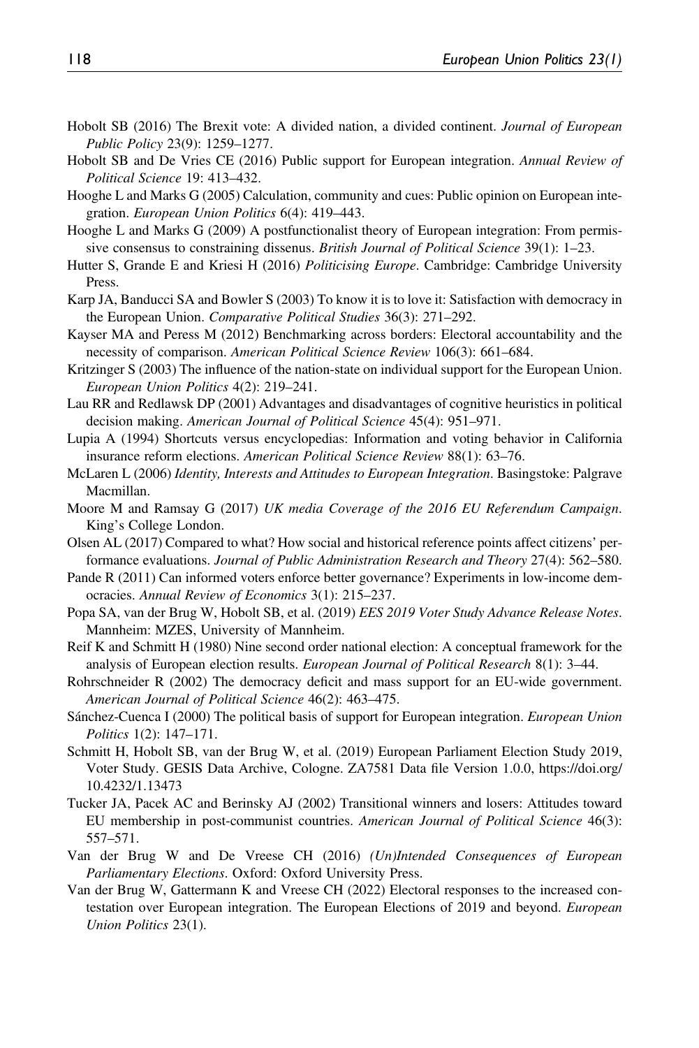Hobolt SB (2016) The Brexit vote: A divided nation, a divided continent. *Journal of European Public Policy* 23(9): 1259–1277.

Hobolt SB and De Vries CE (2016) Public support for European integration. *Annual Review of Political Science* 19: 413–432.

Hooghe L and Marks G (2005) Calculation, community and cues: Public opinion on European integration. *European Union Politics* 6(4): 419–443.

Hooghe L and Marks G (2009) A postfunctionalist theory of European integration: From permissive consensus to constraining dissenus. *British Journal of Political Science* 39(1): 1–23.

Hutter S, Grande E and Kriesi H (2016) *Politicising Europe*. Cambridge: Cambridge University Press.

Karp JA, Banducci SA and Bowler S (2003) To know it is to love it: Satisfaction with democracy in the European Union. *Comparative Political Studies* 36(3): 271–292.

Kayser MA and Peress M (2012) Benchmarking across borders: Electoral accountability and the necessity of comparison. *American Political Science Review* 106(3): 661–684.

Kritzinger S (2003) The influence of the nation-state on individual support for the European Union. *European Union Politics* 4(2): 219–241.

Lau RR and Redlawsk DP (2001) Advantages and disadvantages of cognitive heuristics in political decision making. *American Journal of Political Science* 45(4): 951–971.

Lupia A (1994) Shortcuts versus encyclopedias: Information and voting behavior in California insurance reform elections. *American Political Science Review* 88(1): 63–76.

McLaren L (2006) *Identity, Interests and Attitudes to European Integration*. Basingstoke: Palgrave Macmillan.

Moore M and Ramsay G (2017) *UK media Coverage of the 2016 EU Referendum Campaign*. King's College London.

Olsen AL (2017) Compared to what? How social and historical reference points affect citizens' performance evaluations. *Journal of Public Administration Research and Theory* 27(4): 562–580.

Pande R (2011) Can informed voters enforce better governance? Experiments in low-income democracies. *Annual Review of Economics* 3(1): 215–237.

Popa SA, van der Brug W, Hobolt SB, et al. (2019) *EES 2019 Voter Study Advance Release Notes*. Mannheim: MZES, University of Mannheim.

Reif K and Schmitt H (1980) Nine second order national election: A conceptual framework for the analysis of European election results. *European Journal of Political Research* 8(1): 3–44.

Rohrschneider R (2002) The democracy deficit and mass support for an EU-wide government. *American Journal of Political Science* 46(2): 463–475.

Sánchez-Cuenca I (2000) The political basis of support for European integration. *European Union Politics* 1(2): 147–171.

Schmitt H, Hobolt SB, van der Brug W, et al. (2019) European Parliament Election Study 2019, Voter Study. GESIS Data Archive, Cologne. ZA7581 Data file Version 1.0.0, https://doi.org/10.4232/1.13473

Tucker JA, Pacek AC and Berinsky AJ (2002) Transitional winners and losers: Attitudes toward EU membership in post-communist countries. *American Journal of Political Science* 46(3): 557–571.

Van der Brug W and De Vreese CH (2016) *(Un)Intended Consequences of European Parliamentary Elections*. Oxford: Oxford University Press.

Van der Brug W, Gattermann K and Vreese CH (2022) Electoral responses to the increased contestation over European integration. The European Elections of 2019 and beyond. *European Union Politics* 23(1).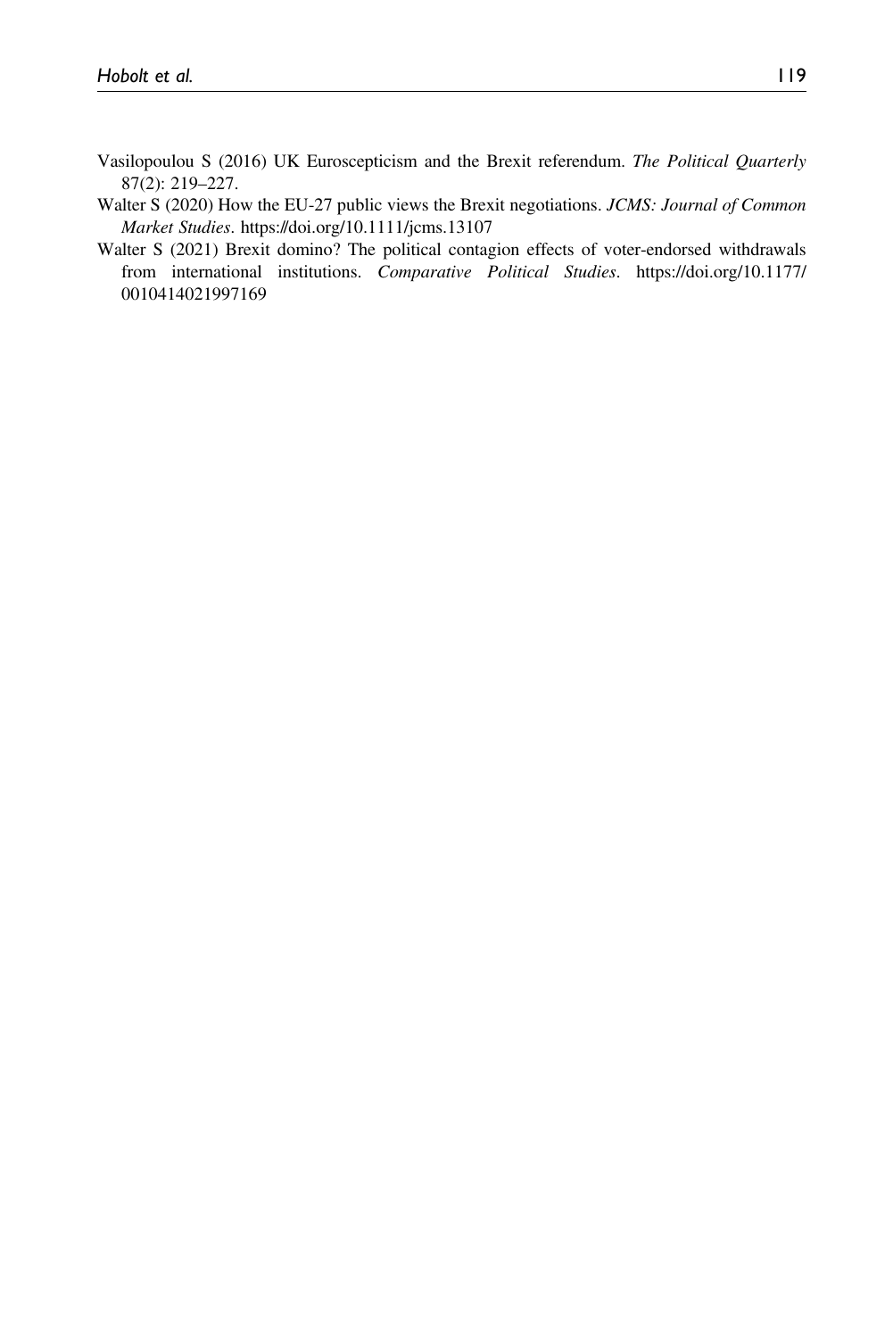Vasilopoulou S (2016) UK Euroscepticism and the Brexit referendum. *The Political Quarterly* 87(2): 219–227.

Walter S (2020) How the EU-27 public views the Brexit negotiations. *JCMS: Journal of Common Market Studies*. https://doi.org/10.1111/jcms.13107

Walter S (2021) Brexit domino? The political contagion effects of voter-endorsed withdrawals from international institutions. *Comparative Political Studies*. https://doi.org/10.1177/0010414021997169